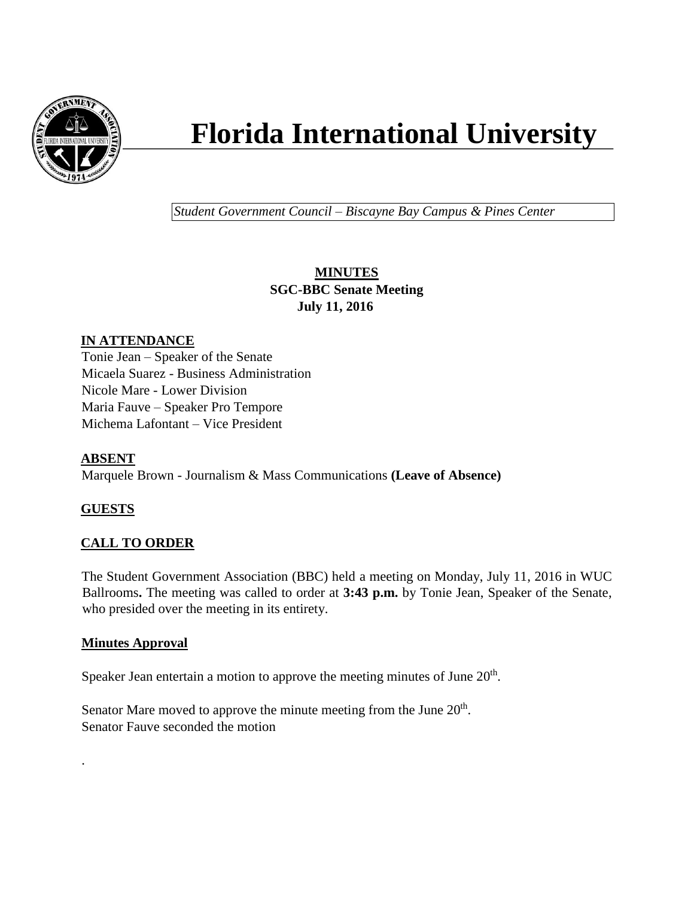# Florida International University

*Student Government Council – Biscayne Bay Campus & Pines Center*

**MINUTES**
**SGC-BBC Senate Meeting**
**July 11, 2016**

## IN ATTENDANCE

Tonie Jean – Speaker of the Senate
Micaela Suarez - Business Administration
Nicole Mare - Lower Division
Maria Fauve – Speaker Pro Tempore
Michema Lafontant – Vice President

## ABSENT

Marquele Brown - Journalism & Mass Communications **(Leave of Absence)**

## GUESTS

## CALL TO ORDER

The Student Government Association (BBC) held a meeting on Monday, July 11, 2016 in WUC Ballrooms**.** The meeting was called to order at **3:43 p.m.** by Tonie Jean, Speaker of the Senate, who presided over the meeting in its entirety.

### Minutes Approval

Speaker Jean entertain a motion to approve the meeting minutes of June 20th.

Senator Mare moved to approve the minute meeting from the June 20th.
Senator Fauve seconded the motion

.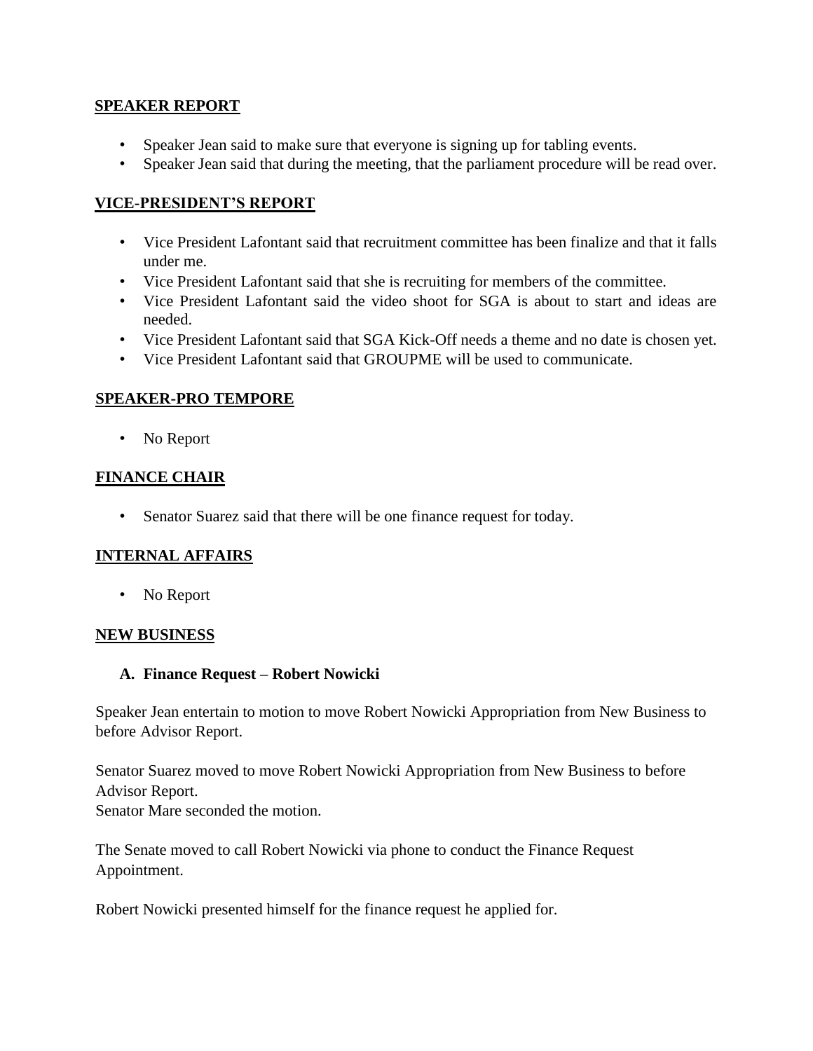## SPEAKER REPORT

- Speaker Jean said to make sure that everyone is signing up for tabling events.
- Speaker Jean said that during the meeting, that the parliament procedure will be read over.

## VICE-PRESIDENT'S REPORT

- Vice President Lafontant said that recruitment committee has been finalize and that it falls under me.
- Vice President Lafontant said that she is recruiting for members of the committee.
- Vice President Lafontant said the video shoot for SGA is about to start and ideas are needed.
- Vice President Lafontant said that SGA Kick-Off needs a theme and no date is chosen yet.
- Vice President Lafontant said that GROUPME will be used to communicate.

## SPEAKER-PRO TEMPORE

- No Report

## FINANCE CHAIR

- Senator Suarez said that there will be one finance request for today.

## INTERNAL AFFAIRS

- No Report

## NEW BUSINESS

### A. Finance Request – Robert Nowicki

Speaker Jean entertain to motion to move Robert Nowicki Appropriation from New Business to before Advisor Report.

Senator Suarez moved to move Robert Nowicki Appropriation from New Business to before Advisor Report.
Senator Mare seconded the motion.

The Senate moved to call Robert Nowicki via phone to conduct the Finance Request Appointment.

Robert Nowicki presented himself for the finance request he applied for.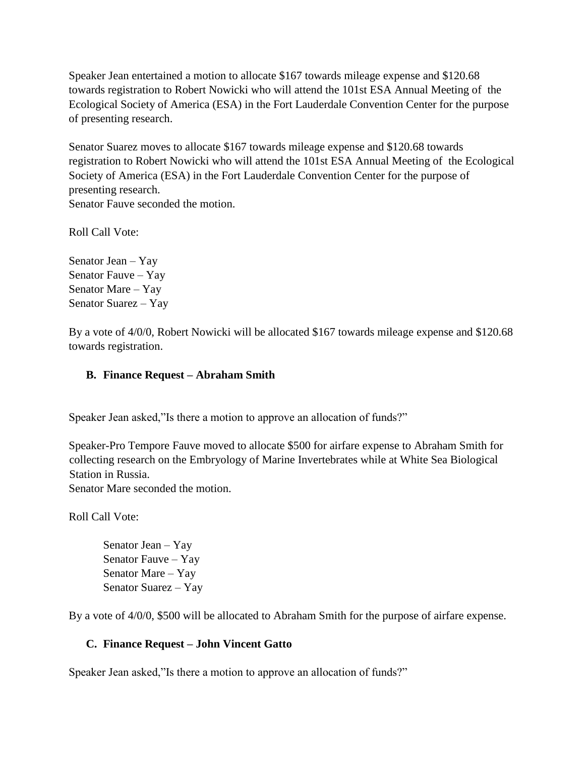Speaker Jean entertained a motion to allocate $167 towards mileage expense and $120.68 towards registration to Robert Nowicki who will attend the 101st ESA Annual Meeting of the Ecological Society of America (ESA) in the Fort Lauderdale Convention Center for the purpose of presenting research.

Senator Suarez moves to allocate $167 towards mileage expense and $120.68 towards registration to Robert Nowicki who will attend the 101st ESA Annual Meeting of the Ecological Society of America (ESA) in the Fort Lauderdale Convention Center for the purpose of presenting research.
Senator Fauve seconded the motion.

Roll Call Vote:

Senator Jean – Yay
Senator Fauve – Yay
Senator Mare – Yay
Senator Suarez – Yay

By a vote of 4/0/0, Robert Nowicki will be allocated $167 towards mileage expense and $120.68 towards registration.

**B. Finance Request – Abraham Smith**

Speaker Jean asked,"Is there a motion to approve an allocation of funds?"

Speaker-Pro Tempore Fauve moved to allocate $500 for airfare expense to Abraham Smith for collecting research on the Embryology of Marine Invertebrates while at White Sea Biological Station in Russia.
Senator Mare seconded the motion.

Roll Call Vote:

Senator Jean – Yay
Senator Fauve – Yay
Senator Mare – Yay
Senator Suarez – Yay

By a vote of 4/0/0, $500 will be allocated to Abraham Smith for the purpose of airfare expense.

**C. Finance Request – John Vincent Gatto**

Speaker Jean asked,"Is there a motion to approve an allocation of funds?"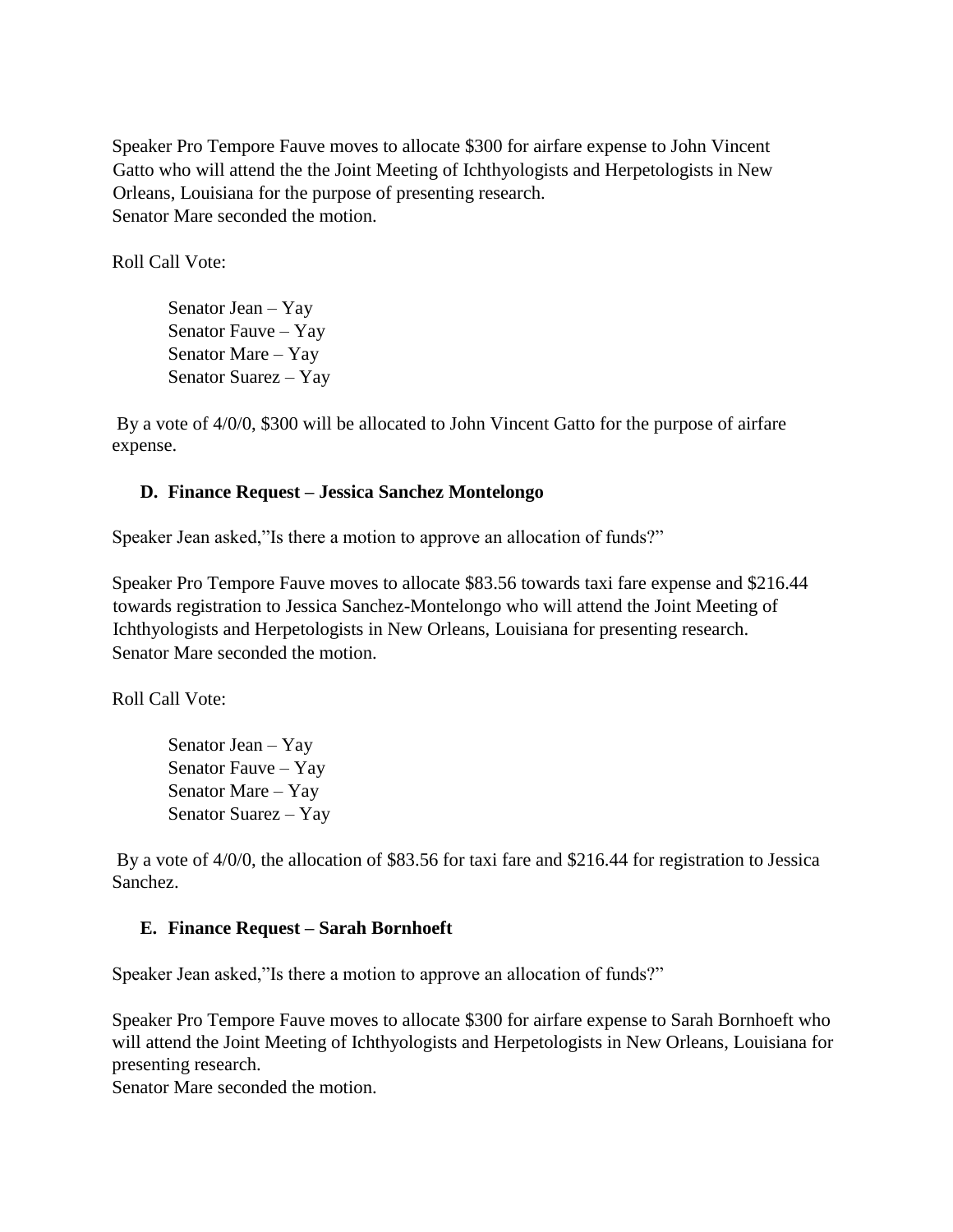Speaker Pro Tempore Fauve moves to allocate $300 for airfare expense to John Vincent Gatto who will attend the the Joint Meeting of Ichthyologists and Herpetologists in New Orleans, Louisiana for the purpose of presenting research.
Senator Mare seconded the motion.

Roll Call Vote:

Senator Jean – Yay
Senator Fauve – Yay
Senator Mare – Yay
Senator Suarez – Yay

By a vote of 4/0/0, $300 will be allocated to John Vincent Gatto for the purpose of airfare expense.

**D. Finance Request – Jessica Sanchez Montelongo**

Speaker Jean asked,"Is there a motion to approve an allocation of funds?"

Speaker Pro Tempore Fauve moves to allocate $83.56 towards taxi fare expense and $216.44 towards registration to Jessica Sanchez-Montelongo who will attend the Joint Meeting of Ichthyologists and Herpetologists in New Orleans, Louisiana for presenting research.
Senator Mare seconded the motion.

Roll Call Vote:

Senator Jean – Yay
Senator Fauve – Yay
Senator Mare – Yay
Senator Suarez – Yay

By a vote of 4/0/0, the allocation of $83.56 for taxi fare and $216.44 for registration to Jessica Sanchez.

**E. Finance Request – Sarah Bornhoeft**

Speaker Jean asked,"Is there a motion to approve an allocation of funds?"

Speaker Pro Tempore Fauve moves to allocate $300 for airfare expense to Sarah Bornhoeft who will attend the Joint Meeting of Ichthyologists and Herpetologists in New Orleans, Louisiana for presenting research.
Senator Mare seconded the motion.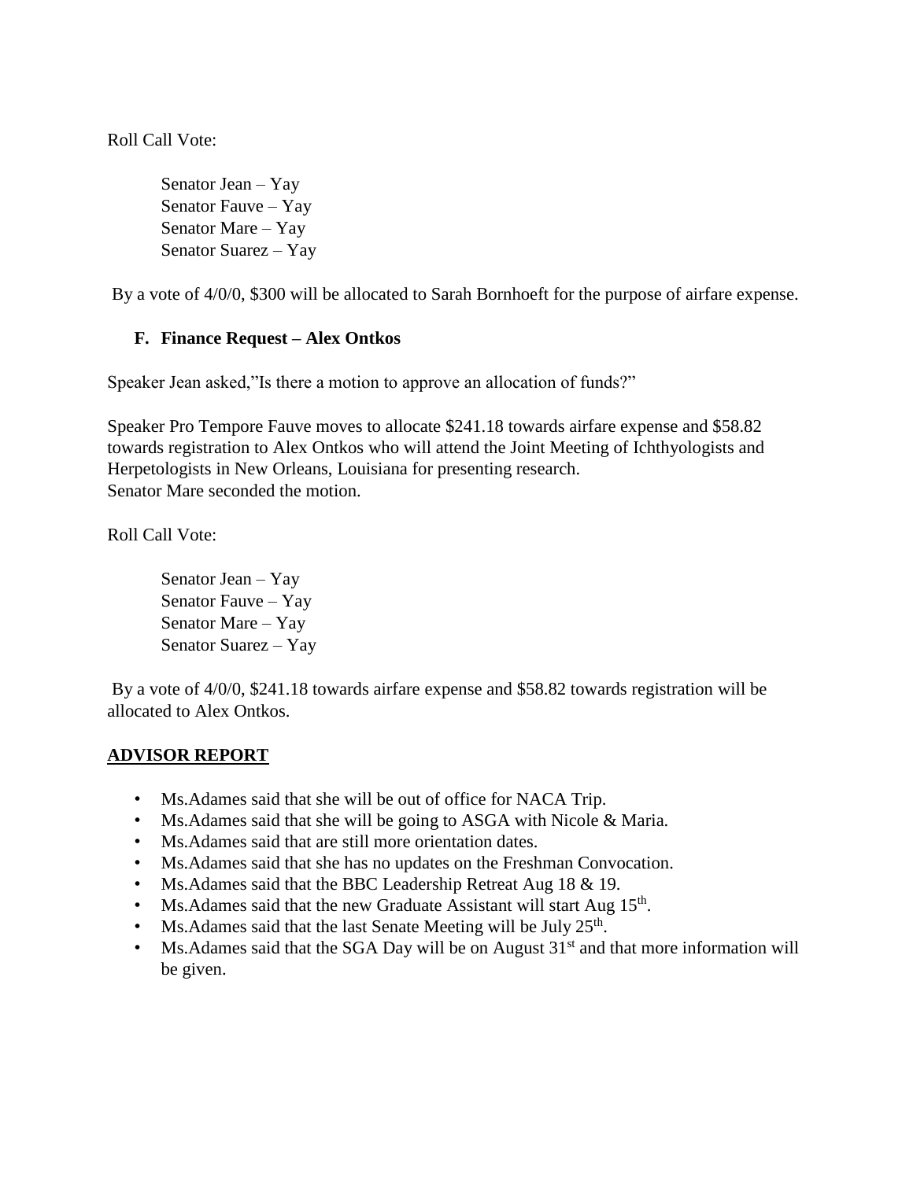Roll Call Vote:

Senator Jean – Yay
Senator Fauve – Yay
Senator Mare – Yay
Senator Suarez – Yay

By a vote of 4/0/0, $300 will be allocated to Sarah Bornhoeft for the purpose of airfare expense.

**F. Finance Request – Alex Ontkos**

Speaker Jean asked,"Is there a motion to approve an allocation of funds?"

Speaker Pro Tempore Fauve moves to allocate $241.18 towards airfare expense and $58.82 towards registration to Alex Ontkos who will attend the Joint Meeting of Ichthyologists and Herpetologists in New Orleans, Louisiana for presenting research.
Senator Mare seconded the motion.

Roll Call Vote:

Senator Jean – Yay
Senator Fauve – Yay
Senator Mare – Yay
Senator Suarez – Yay

By a vote of 4/0/0, $241.18 towards airfare expense and $58.82 towards registration will be allocated to Alex Ontkos.

## ADVISOR REPORT

- Ms.Adames said that she will be out of office for NACA Trip.
- Ms.Adames said that she will be going to ASGA with Nicole & Maria.
- Ms.Adames said that are still more orientation dates.
- Ms.Adames said that she has no updates on the Freshman Convocation.
- Ms.Adames said that the BBC Leadership Retreat Aug 18 & 19.
- Ms.Adames said that the new Graduate Assistant will start Aug 15th.
- Ms.Adames said that the last Senate Meeting will be July 25th.
- Ms.Adames said that the SGA Day will be on August 31st and that more information will be given.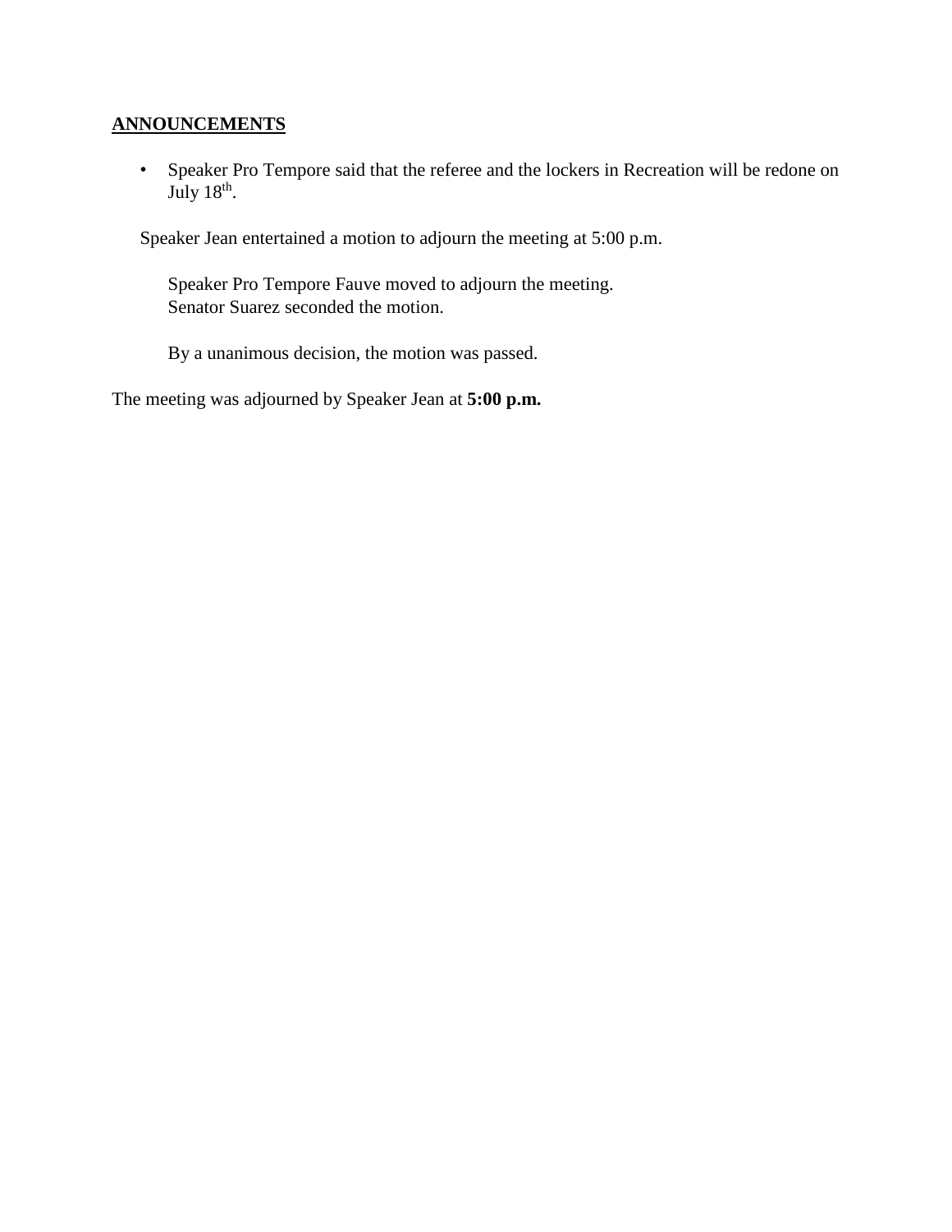**ANNOUNCEMENTS**

- Speaker Pro Tempore said that the referee and the lockers in Recreation will be redone on July 18th.

Speaker Jean entertained a motion to adjourn the meeting at 5:00 p.m.

Speaker Pro Tempore Fauve moved to adjourn the meeting.
Senator Suarez seconded the motion.

By a unanimous decision, the motion was passed.

The meeting was adjourned by Speaker Jean at **5:00 p.m.**